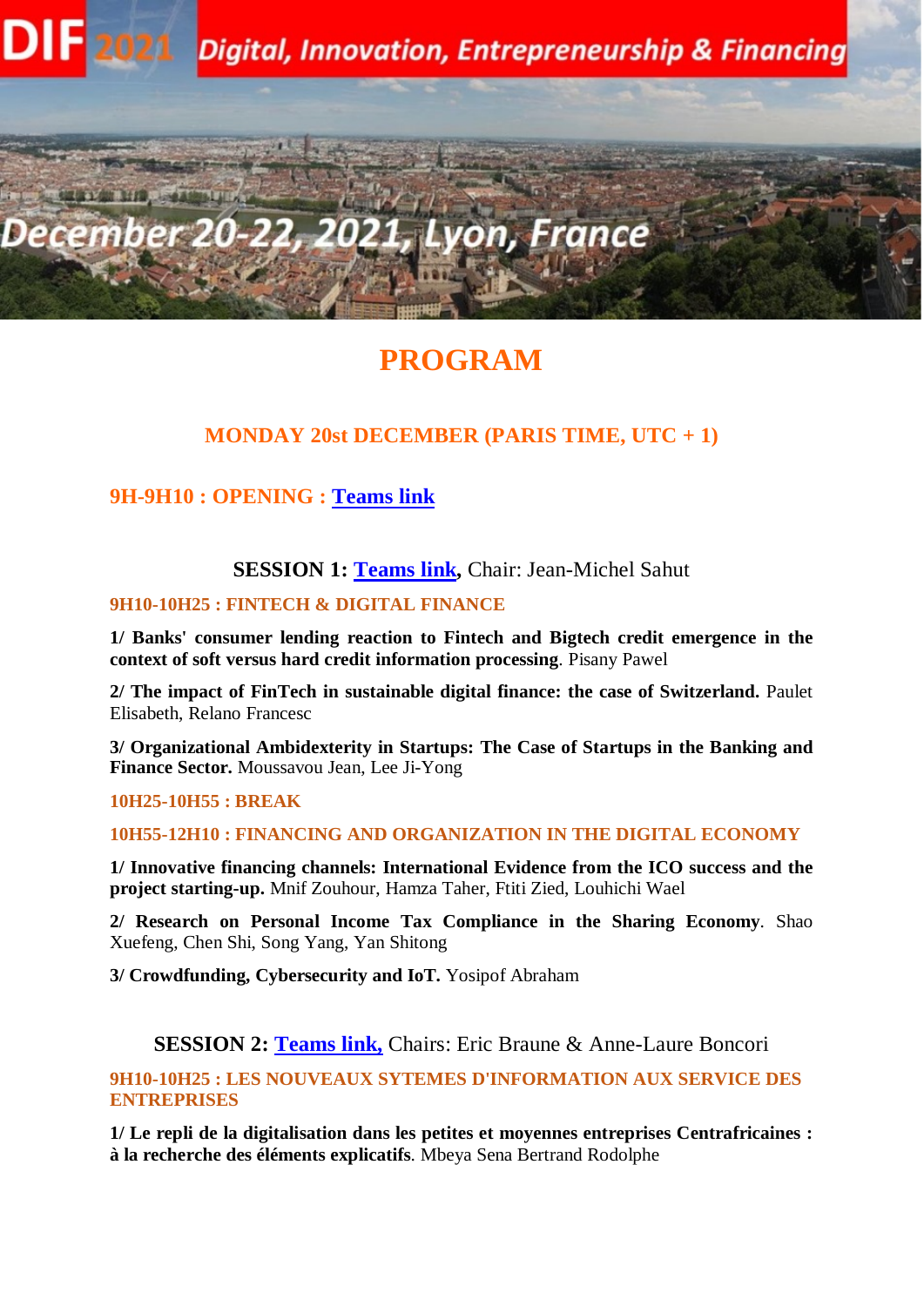DIF 2021 Digital, Innovation, Entrepreneurship & Financing

December 20-22, 2021, Lyon, France

# PROGRAM

## MONDAY 20st DECEMBER (PARIS TIME, UTC + 1)

### 9H-9H10 : OPENING : Teams link

### SESSION 1: Teams link, Chair: Jean-Michel Sahut

**9H10-10H25 : FINTECH & DIGITAL FINANCE**

**1/ Banks' consumer lending reaction to Fintech and Bigtech credit emergence in the context of soft versus hard credit information processing**. Pisany Pawel

**2/ The impact of FinTech in sustainable digital finance: the case of Switzerland.** Paulet Elisabeth, Relano Francesc

**3/ Organizational Ambidexterity in Startups: The Case of Startups in the Banking and Finance Sector.** Moussavou Jean, Lee Ji-Yong

**10H25-10H55 : BREAK**

**10H55-12H10 : FINANCING AND ORGANIZATION IN THE DIGITAL ECONOMY**

**1/ Innovative financing channels: International Evidence from the ICO success and the project starting-up.** Mnif Zouhour, Hamza Taher, Ftiti Zied, Louhichi Wael

**2/ Research on Personal Income Tax Compliance in the Sharing Economy**. Shao Xuefeng, Chen Shi, Song Yang, Yan Shitong

**3/ Crowdfunding, Cybersecurity and IoT.** Yosipof Abraham

### SESSION 2: Teams link, Chairs: Eric Braune & Anne-Laure Boncori

**9H10-10H25 : LES NOUVEAUX SYTEMES D'INFORMATION AUX SERVICE DES ENTREPRISES**

**1/ Le repli de la digitalisation dans les petites et moyennes entreprises Centrafricaines : à la recherche des éléments explicatifs**. Mbeya Sena Bertrand Rodolphe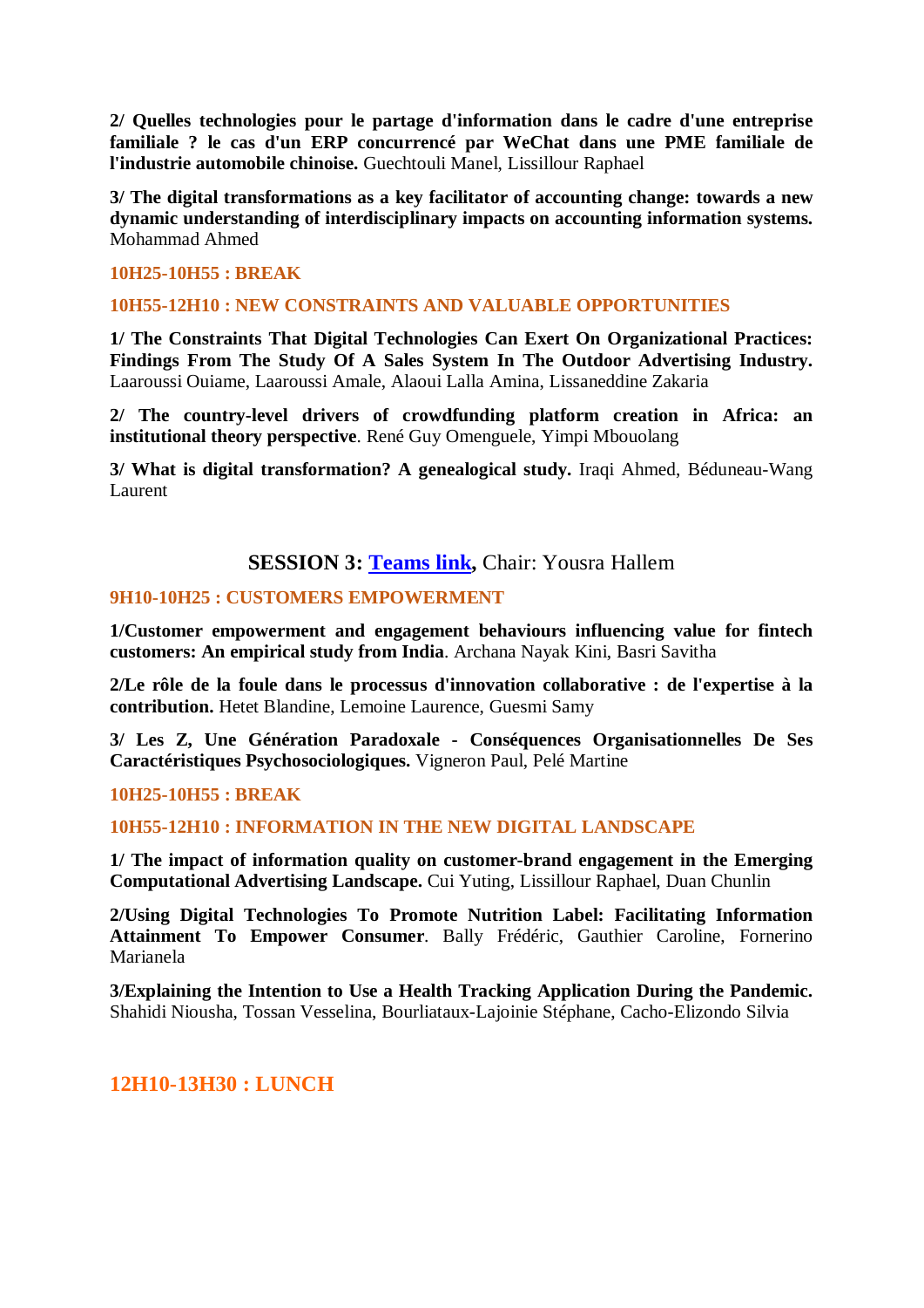**2/ Quelles technologies pour le partage d'information dans le cadre d'une entreprise familiale ? le cas d'un ERP concurrencé par WeChat dans une PME familiale de l'industrie automobile chinoise.** Guechtouli Manel, Lissillour Raphael

**3/ The digital transformations as a key facilitator of accounting change: towards a new dynamic understanding of interdisciplinary impacts on accounting information systems.** Mohammad Ahmed

**10H25-10H55 : BREAK**

**10H55-12H10 : NEW CONSTRAINTS AND VALUABLE OPPORTUNITIES**

**1/ The Constraints That Digital Technologies Can Exert On Organizational Practices: Findings From The Study Of A Sales System In The Outdoor Advertising Industry.** Laaroussi Ouiame, Laaroussi Amale, Alaoui Lalla Amina, Lissaneddine Zakaria

**2/ The country-level drivers of crowdfunding platform creation in Africa: an institutional theory perspective**. René Guy Omenguele, Yimpi Mbouolang

**3/ What is digital transformation? A genealogical study.** Iraqi Ahmed, Béduneau-Wang Laurent

## SESSION 3: Teams link, Chair: Yousra Hallem

**9H10-10H25 : CUSTOMERS EMPOWERMENT**

**1/Customer empowerment and engagement behaviours influencing value for fintech customers: An empirical study from India**. Archana Nayak Kini, Basri Savitha

**2/Le rôle de la foule dans le processus d'innovation collaborative : de l'expertise à la contribution.** Hetet Blandine, Lemoine Laurence, Guesmi Samy

**3/ Les Z, Une Génération Paradoxale - Conséquences Organisationnelles De Ses Caractéristiques Psychosociologiques.** Vigneron Paul, Pelé Martine

**10H25-10H55 : BREAK**

**10H55-12H10 : INFORMATION IN THE NEW DIGITAL LANDSCAPE**

**1/ The impact of information quality on customer-brand engagement in the Emerging Computational Advertising Landscape.** Cui Yuting, Lissillour Raphael, Duan Chunlin

**2/Using Digital Technologies To Promote Nutrition Label: Facilitating Information Attainment To Empower Consumer**. Bally Frédéric, Gauthier Caroline, Fornerino Marianela

**3/Explaining the Intention to Use a Health Tracking Application During the Pandemic.** Shahidi Niousha, Tossan Vesselina, Bourliataux-Lajoinie Stéphane, Cacho-Elizondo Silvia

**12H10-13H30 : LUNCH**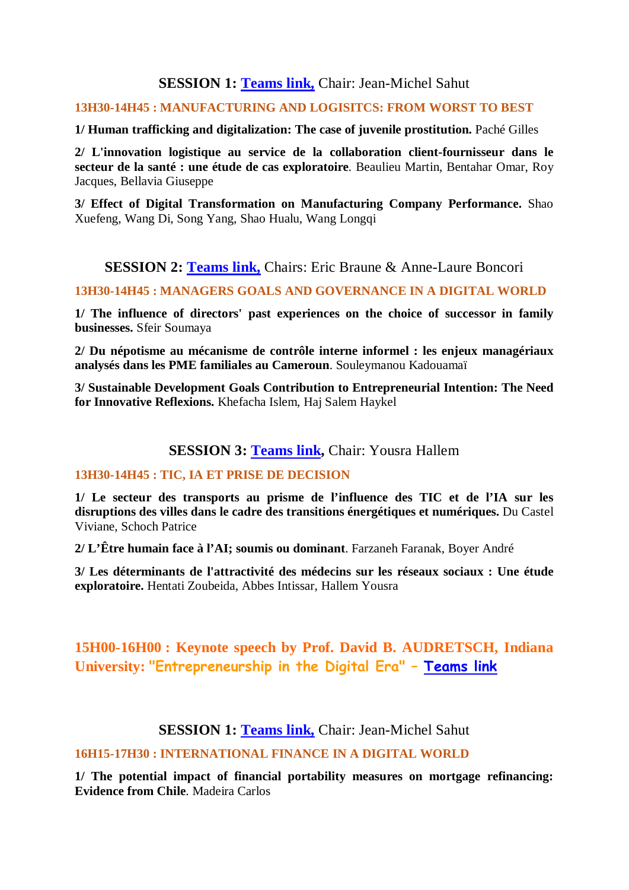## SESSION 1: Teams link, Chair: Jean-Michel Sahut

**13H30-14H45 : MANUFACTURING AND LOGISITCS: FROM WORST TO BEST**

**1/ Human trafficking and digitalization: The case of juvenile prostitution.** Paché Gilles

**2/ L'innovation logistique au service de la collaboration client-fournisseur dans le secteur de la santé : une étude de cas exploratoire**. Beaulieu Martin, Bentahar Omar, Roy Jacques, Bellavia Giuseppe

**3/ Effect of Digital Transformation on Manufacturing Company Performance.** Shao Xuefeng, Wang Di, Song Yang, Shao Hualu, Wang Longqi

## SESSION 2: Teams link, Chairs: Eric Braune & Anne-Laure Boncori

**13H30-14H45 : MANAGERS GOALS AND GOVERNANCE IN A DIGITAL WORLD**

**1/ The influence of directors' past experiences on the choice of successor in family businesses.** Sfeir Soumaya

**2/ Du népotisme au mécanisme de contrôle interne informel : les enjeux managériaux analysés dans les PME familiales au Cameroun**. Souleymanou Kadouamaï

**3/ Sustainable Development Goals Contribution to Entrepreneurial Intention: The Need for Innovative Reflexions.** Khefacha Islem, Haj Salem Haykel

## SESSION 3: Teams link, Chair: Yousra Hallem

**13H30-14H45 : TIC, IA ET PRISE DE DECISION**

**1/ Le secteur des transports au prisme de l'influence des TIC et de l'IA sur les disruptions des villes dans le cadre des transitions énergétiques et numériques.** Du Castel Viviane, Schoch Patrice

**2/ L'Être humain face à l'AI; soumis ou dominant**. Farzaneh Faranak, Boyer André

**3/ Les déterminants de l'attractivité des médecins sur les réseaux sociaux : Une étude exploratoire.** Hentati Zoubeida, Abbes Intissar, Hallem Yousra

**15H00-16H00 : Keynote speech by Prof. David B. AUDRETSCH, Indiana University: "Entrepreneurship in the Digital Era" – Teams link**

## SESSION 1: Teams link, Chair: Jean-Michel Sahut

**16H15-17H30 : INTERNATIONAL FINANCE IN A DIGITAL WORLD**

**1/ The potential impact of financial portability measures on mortgage refinancing: Evidence from Chile**. Madeira Carlos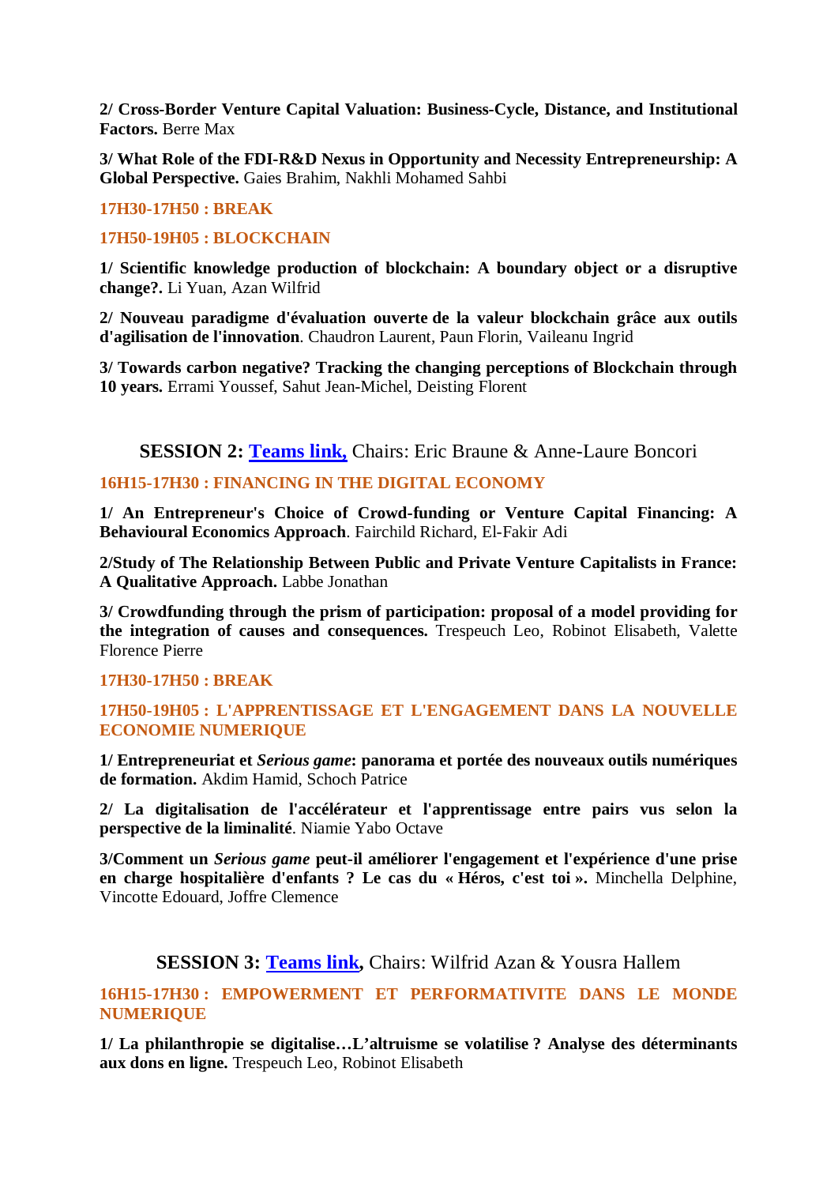**2/ Cross-Border Venture Capital Valuation: Business-Cycle, Distance, and Institutional Factors.** Berre Max

**3/ What Role of the FDI-R&D Nexus in Opportunity and Necessity Entrepreneurship: A Global Perspective.** Gaies Brahim, Nakhli Mohamed Sahbi

**17H30-17H50 : BREAK**

**17H50-19H05 : BLOCKCHAIN**

**1/ Scientific knowledge production of blockchain: A boundary object or a disruptive change?.** Li Yuan, Azan Wilfrid

**2/ Nouveau paradigme d'évaluation ouverte de la valeur blockchain grâce aux outils d'agilisation de l'innovation**. Chaudron Laurent, Paun Florin, Vaileanu Ingrid

**3/ Towards carbon negative? Tracking the changing perceptions of Blockchain through 10 years.** Errami Youssef, Sahut Jean-Michel, Deisting Florent

## SESSION 2: Teams link, Chairs: Eric Braune & Anne-Laure Boncori

**16H15-17H30 : FINANCING IN THE DIGITAL ECONOMY**

**1/ An Entrepreneur's Choice of Crowd-funding or Venture Capital Financing: A Behavioural Economics Approach**. Fairchild Richard, El-Fakir Adi

**2/Study of The Relationship Between Public and Private Venture Capitalists in France: A Qualitative Approach.** Labbe Jonathan

**3/ Crowdfunding through the prism of participation: proposal of a model providing for the integration of causes and consequences.** Trespeuch Leo, Robinot Elisabeth, Valette Florence Pierre

**17H30-17H50 : BREAK**

**17H50-19H05 : L'APPRENTISSAGE ET L'ENGAGEMENT DANS LA NOUVELLE ECONOMIE NUMERIQUE**

**1/ Entrepreneuriat et *Serious game*: panorama et portée des nouveaux outils numériques de formation.** Akdim Hamid, Schoch Patrice

**2/ La digitalisation de l'accélérateur et l'apprentissage entre pairs vus selon la perspective de la liminalité**. Niamie Yabo Octave

**3/Comment un *Serious game* peut-il améliorer l'engagement et l'expérience d'une prise en charge hospitalière d'enfants ? Le cas du « Héros, c'est toi ».** Minchella Delphine, Vincotte Edouard, Joffre Clemence

## SESSION 3: Teams link, Chairs: Wilfrid Azan & Yousra Hallem

**16H15-17H30 : EMPOWERMENT ET PERFORMATIVITE DANS LE MONDE NUMERIQUE**

**1/ La philanthropie se digitalise…L'altruisme se volatilise ? Analyse des déterminants aux dons en ligne.** Trespeuch Leo, Robinot Elisabeth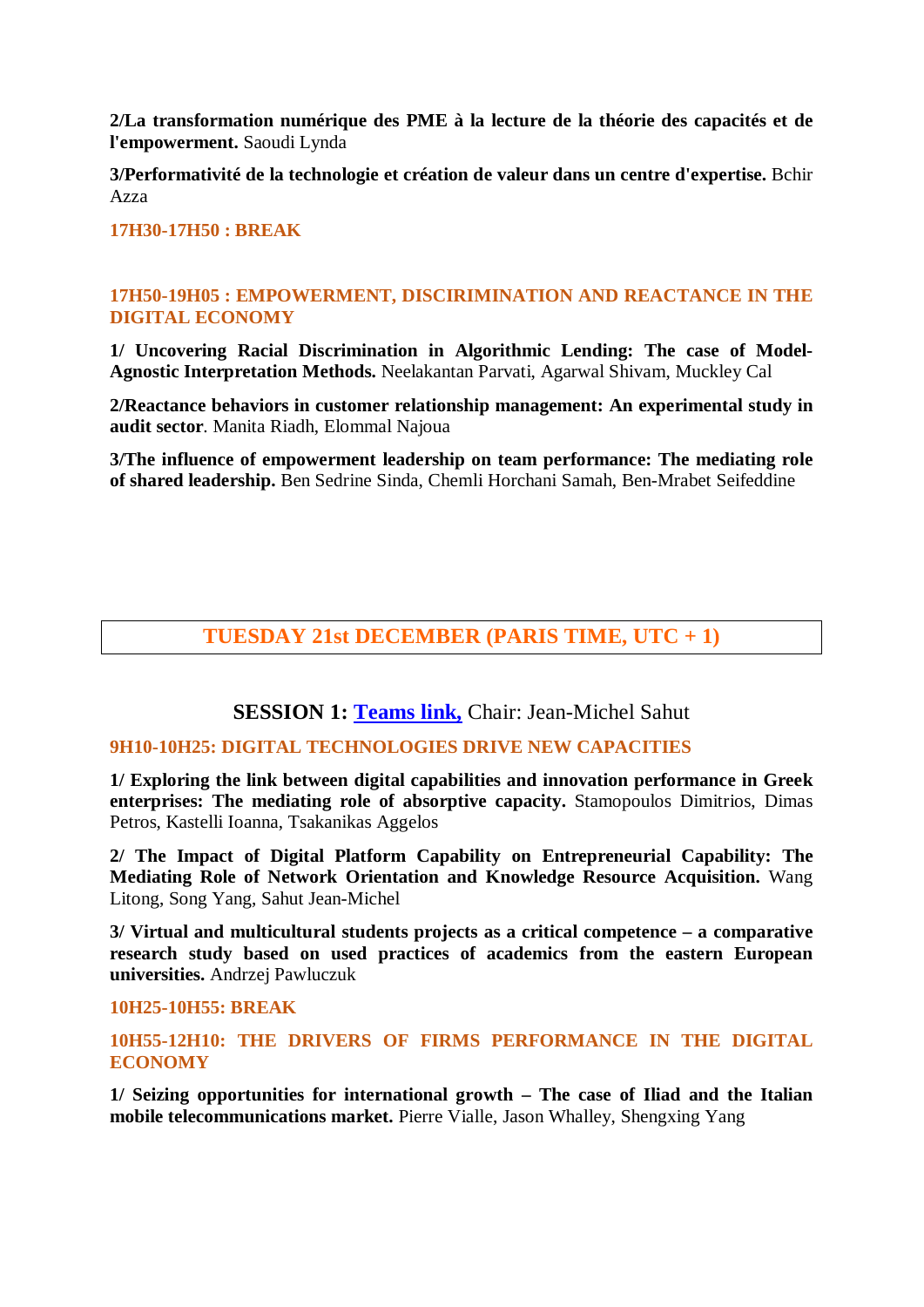**2/La transformation numérique des PME à la lecture de la théorie des capacités et de l'empowerment.** Saoudi Lynda

**3/Performativité de la technologie et création de valeur dans un centre d'expertise.** Bchir Azza

**17H30-17H50 : BREAK**

**17H50-19H05 : EMPOWERMENT, DISCIRIMINATION AND REACTANCE IN THE DIGITAL ECONOMY**

**1/ Uncovering Racial Discrimination in Algorithmic Lending: The case of Model-Agnostic Interpretation Methods.** Neelakantan Parvati, Agarwal Shivam, Muckley Cal

**2/Reactance behaviors in customer relationship management: An experimental study in audit sector**. Manita Riadh, Elommal Najoua

**3/The influence of empowerment leadership on team performance: The mediating role of shared leadership.** Ben Sedrine Sinda, Chemli Horchani Samah, Ben-Mrabet Seifeddine

## TUESDAY 21st DECEMBER (PARIS TIME, UTC + 1)

### SESSION 1: Teams link, Chair: Jean-Michel Sahut

**9H10-10H25: DIGITAL TECHNOLOGIES DRIVE NEW CAPACITIES**

**1/ Exploring the link between digital capabilities and innovation performance in Greek enterprises: The mediating role of absorptive capacity.** Stamopoulos Dimitrios, Dimas Petros, Kastelli Ioanna, Tsakanikas Aggelos

**2/ The Impact of Digital Platform Capability on Entrepreneurial Capability: The Mediating Role of Network Orientation and Knowledge Resource Acquisition.** Wang Litong, Song Yang, Sahut Jean-Michel

**3/ Virtual and multicultural students projects as a critical competence – a comparative research study based on used practices of academics from the eastern European universities.** Andrzej Pawluczuk

**10H25-10H55: BREAK**

**10H55-12H10: THE DRIVERS OF FIRMS PERFORMANCE IN THE DIGITAL ECONOMY**

**1/ Seizing opportunities for international growth – The case of Iliad and the Italian mobile telecommunications market.** Pierre Vialle, Jason Whalley, Shengxing Yang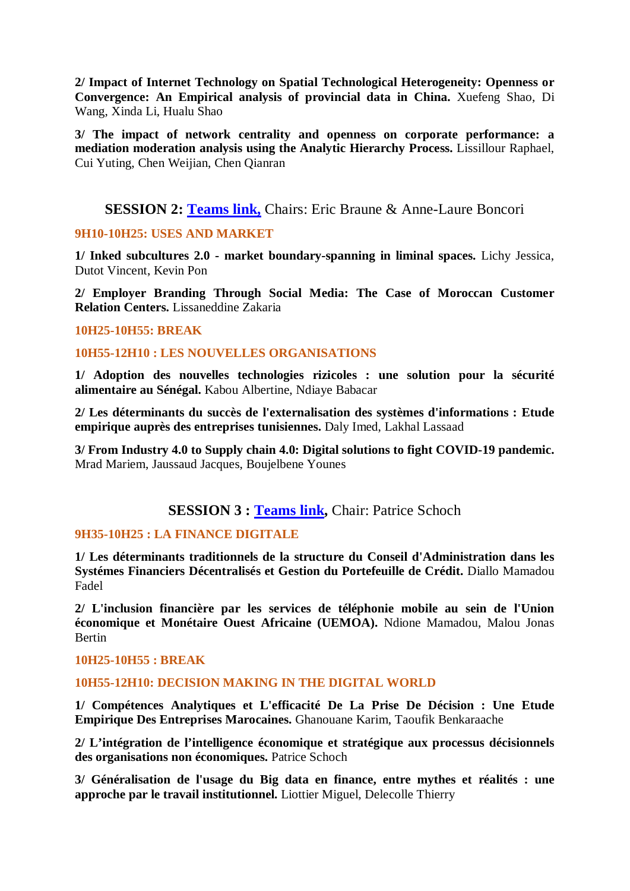**2/ Impact of Internet Technology on Spatial Technological Heterogeneity: Openness or Convergence: An Empirical analysis of provincial data in China.** Xuefeng Shao, Di Wang, Xinda Li, Hualu Shao

**3/ The impact of network centrality and openness on corporate performance: a mediation moderation analysis using the Analytic Hierarchy Process.** Lissillour Raphael, Cui Yuting, Chen Weijian, Chen Qianran

## **SESSION 2:** [Teams link,](#) Chairs: Eric Braune & Anne-Laure Boncori

### 9H10-10H25: USES AND MARKET

**1/ Inked subcultures 2.0 - market boundary-spanning in liminal spaces.** Lichy Jessica, Dutot Vincent, Kevin Pon

**2/ Employer Branding Through Social Media: The Case of Moroccan Customer Relation Centers.** Lissaneddine Zakaria

### 10H25-10H55: BREAK

### 10H55-12H10 : LES NOUVELLES ORGANISATIONS

**1/ Adoption des nouvelles technologies rizicoles : une solution pour la sécurité alimentaire au Sénégal.** Kabou Albertine, Ndiaye Babacar

**2/ Les déterminants du succès de l'externalisation des systèmes d'informations : Etude empirique auprès des entreprises tunisiennes.** Daly Imed, Lakhal Lassaad

**3/ From Industry 4.0 to Supply chain 4.0: Digital solutions to fight COVID-19 pandemic.** Mrad Mariem, Jaussaud Jacques, Boujelbene Younes

## **SESSION 3 :** [Teams link](#)**,** Chair: Patrice Schoch

### 9H35-10H25 : LA FINANCE DIGITALE

**1/ Les déterminants traditionnels de la structure du Conseil d'Administration dans les Systémes Financiers Décentralisés et Gestion du Portefeuille de Crédit.** Diallo Mamadou Fadel

**2/ L'inclusion financière par les services de téléphonie mobile au sein de l'Union économique et Monétaire Ouest Africaine (UEMOA).** Ndione Mamadou, Malou Jonas Bertin

### 10H25-10H55 : BREAK

### 10H55-12H10: DECISION MAKING IN THE DIGITAL WORLD

**1/ Compétences Analytiques et L'efficacité De La Prise De Décision : Une Etude Empirique Des Entreprises Marocaines.** Ghanouane Karim, Taoufik Benkaraache

**2/ L'intégration de l'intelligence économique et stratégique aux processus décisionnels des organisations non économiques.** Patrice Schoch

**3/ Généralisation de l'usage du Big data en finance, entre mythes et réalités : une approche par le travail institutionnel.** Liottier Miguel, Delecolle Thierry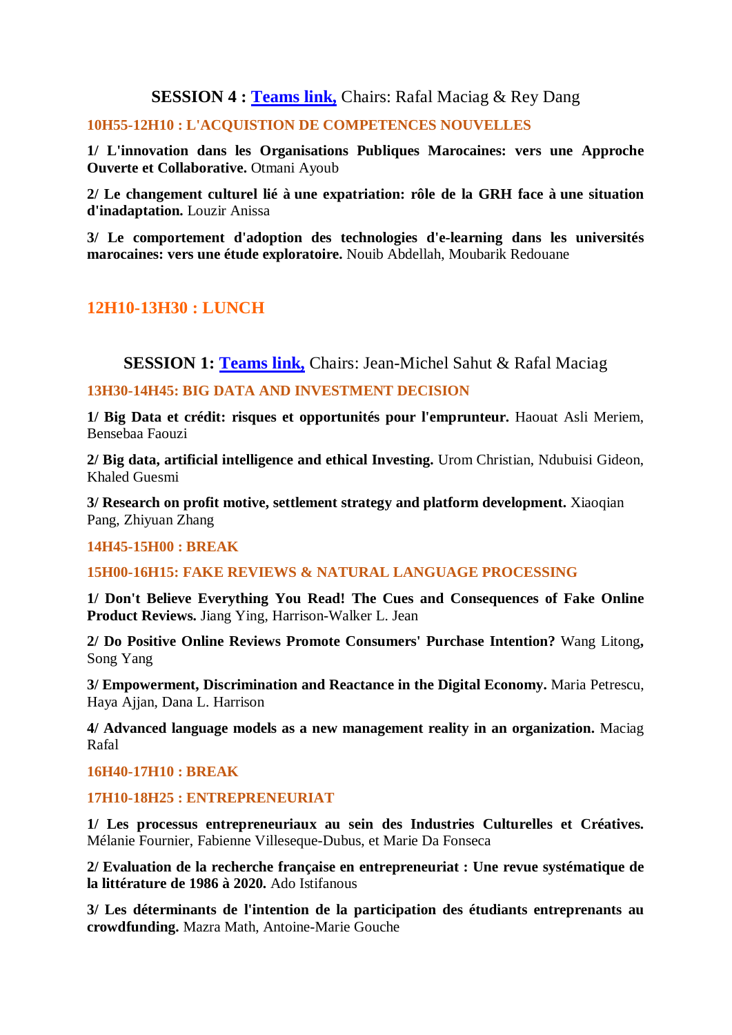## SESSION 4 : [Teams link,](#) Chairs: Rafal Maciag & Rey Dang

### 10H55-12H10 : L'ACQUISTION DE COMPETENCES NOUVELLES

**1/ L'innovation dans les Organisations Publiques Marocaines: vers une Approche Ouverte et Collaborative.** Otmani Ayoub

**2/ Le changement culturel lié à une expatriation: rôle de la GRH face à une situation d'inadaptation.** Louzir Anissa

**3/ Le comportement d'adoption des technologies d'e-learning dans les universités marocaines: vers une étude exploratoire.** Nouib Abdellah, Moubarik Redouane

### 12H10-13H30 : LUNCH

## SESSION 1: [Teams link,](#) Chairs: Jean-Michel Sahut & Rafal Maciag

### 13H30-14H45: BIG DATA AND INVESTMENT DECISION

**1/ Big Data et crédit: risques et opportunités pour l'emprunteur.** Haouat Asli Meriem, Bensebaa Faouzi

**2/ Big data, artificial intelligence and ethical Investing.** Urom Christian, Ndubuisi Gideon, Khaled Guesmi

**3/ Research on profit motive, settlement strategy and platform development.** Xiaoqian Pang, Zhiyuan Zhang

### 14H45-15H00 : BREAK

### 15H00-16H15: FAKE REVIEWS & NATURAL LANGUAGE PROCESSING

**1/ Don't Believe Everything You Read! The Cues and Consequences of Fake Online Product Reviews.** Jiang Ying, Harrison-Walker L. Jean

**2/ Do Positive Online Reviews Promote Consumers' Purchase Intention?** Wang Litong**,** Song Yang

**3/ Empowerment, Discrimination and Reactance in the Digital Economy.** Maria Petrescu, Haya Ajjan, Dana L. Harrison

**4/ Advanced language models as a new management reality in an organization.** Maciag Rafal

### 16H40-17H10 : BREAK

### 17H10-18H25 : ENTREPRENEURIAT

**1/ Les processus entrepreneuriaux au sein des Industries Culturelles et Créatives.** Mélanie Fournier, Fabienne Villeseque-Dubus, et Marie Da Fonseca

**2/ Evaluation de la recherche française en entrepreneuriat : Une revue systématique de la littérature de 1986 à 2020.** Ado Istifanous

**3/ Les déterminants de l'intention de la participation des étudiants entreprenants au crowdfunding.** Mazra Math, Antoine-Marie Gouche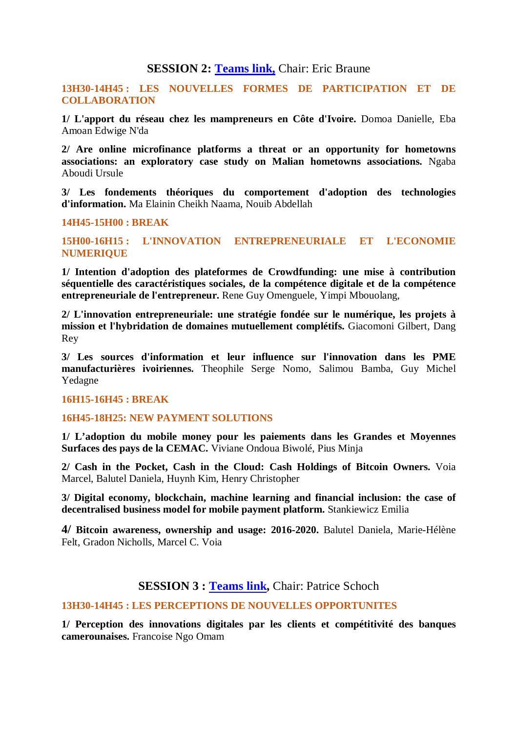## SESSION 2: [Teams link](#), Chair: Eric Braune

**13H30-14H45 : LES NOUVELLES FORMES DE PARTICIPATION ET DE COLLABORATION**

**1/ L'apport du réseau chez les mampreneurs en Côte d'Ivoire.** Domoa Danielle, Eba Amoan Edwige N'da

**2/ Are online microfinance platforms a threat or an opportunity for hometowns associations: an exploratory case study on Malian hometowns associations.** Ngaba Aboudi Ursule

**3/ Les fondements théoriques du comportement d'adoption des technologies d'information.** Ma Elainin Cheikh Naama, Nouib Abdellah

**14H45-15H00 : BREAK**

**15H00-16H15 : L'INNOVATION ENTREPRENEURIALE ET L'ECONOMIE NUMERIQUE**

**1/ Intention d'adoption des plateformes de Crowdfunding: une mise à contribution séquentielle des caractéristiques sociales, de la compétence digitale et de la compétence entrepreneuriale de l'entrepreneur.** Rene Guy Omenguele, Yimpi Mbouolang,

**2/ L'innovation entrepreneuriale: une stratégie fondée sur le numérique, les projets à mission et l'hybridation de domaines mutuellement complétifs.** Giacomoni Gilbert, Dang Rey

**3/ Les sources d'information et leur influence sur l'innovation dans les PME manufacturières ivoiriennes.** Theophile Serge Nomo, Salimou Bamba, Guy Michel Yedagne

**16H15-16H45 : BREAK**

**16H45-18H25: NEW PAYMENT SOLUTIONS**

**1/ L'adoption du mobile money pour les paiements dans les Grandes et Moyennes Surfaces des pays de la CEMAC.** Viviane Ondoua Biwolé, Pius Minja

**2/ Cash in the Pocket, Cash in the Cloud: Cash Holdings of Bitcoin Owners.** Voia Marcel, Balutel Daniela, Huynh Kim, Henry Christopher

**3/ Digital economy, blockchain, machine learning and financial inclusion: the case of decentralised business model for mobile payment platform.** Stankiewicz Emilia

**4/ Bitcoin awareness, ownership and usage: 2016-2020.** Balutel Daniela, Marie-Hélène Felt, Gradon Nicholls, Marcel C. Voia

## SESSION 3 : [Teams link](#), Chair: Patrice Schoch

**13H30-14H45 : LES PERCEPTIONS DE NOUVELLES OPPORTUNITES**

**1/ Perception des innovations digitales par les clients et compétitivité des banques camerounaises.** Francoise Ngo Omam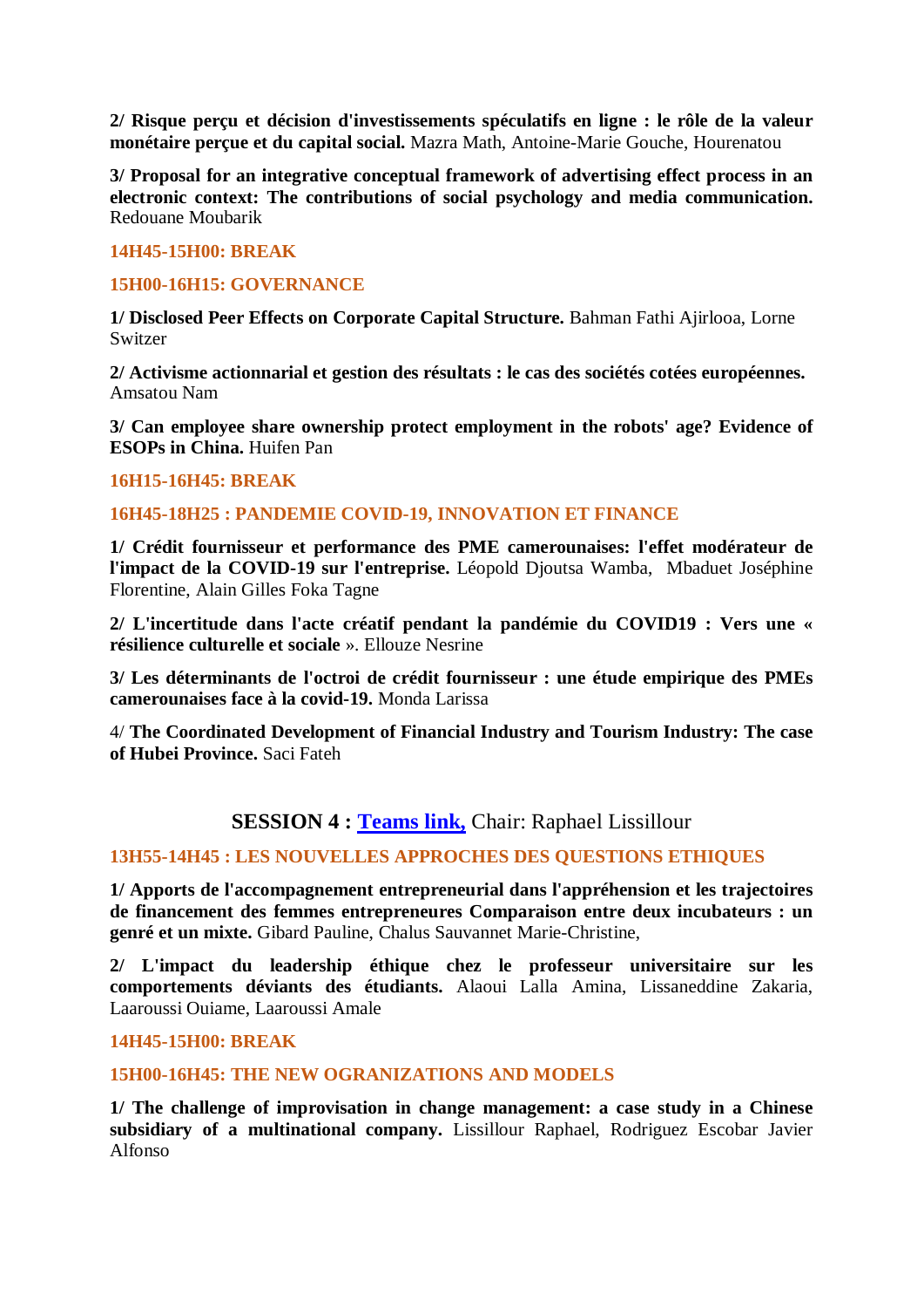**2/ Risque perçu et décision d'investissements spéculatifs en ligne : le rôle de la valeur monétaire perçue et du capital social.** Mazra Math, Antoine-Marie Gouche, Hourenatou

**3/ Proposal for an integrative conceptual framework of advertising effect process in an electronic context: The contributions of social psychology and media communication.** Redouane Moubarik

**14H45-15H00: BREAK**

**15H00-16H15: GOVERNANCE**

**1/ Disclosed Peer Effects on Corporate Capital Structure.** Bahman Fathi Ajirlooa, Lorne Switzer

**2/ Activisme actionnarial et gestion des résultats : le cas des sociétés cotées européennes.** Amsatou Nam

**3/ Can employee share ownership protect employment in the robots' age? Evidence of ESOPs in China.** Huifen Pan

**16H15-16H45: BREAK**

**16H45-18H25 : PANDEMIE COVID-19, INNOVATION ET FINANCE**

**1/ Crédit fournisseur et performance des PME camerounaises: l'effet modérateur de l'impact de la COVID-19 sur l'entreprise.** Léopold Djoutsa Wamba, Mbaduet Joséphine Florentine, Alain Gilles Foka Tagne

**2/ L'incertitude dans l'acte créatif pendant la pandémie du COVID19 : Vers une « résilience culturelle et sociale** ». Ellouze Nesrine

**3/ Les déterminants de l'octroi de crédit fournisseur : une étude empirique des PMEs camerounaises face à la covid-19.** Monda Larissa

4/ **The Coordinated Development of Financial Industry and Tourism Industry: The case of Hubei Province.** Saci Fateh

## SESSION 4 : Teams link, Chair: Raphael Lissillour

**13H55-14H45 : LES NOUVELLES APPROCHES DES QUESTIONS ETHIQUES**

**1/ Apports de l'accompagnement entrepreneurial dans l'appréhension et les trajectoires de financement des femmes entrepreneures Comparaison entre deux incubateurs : un genré et un mixte.** Gibard Pauline, Chalus Sauvannet Marie-Christine,

**2/ L'impact du leadership éthique chez le professeur universitaire sur les comportements déviants des étudiants.** Alaoui Lalla Amina, Lissaneddine Zakaria, Laaroussi Ouiame, Laaroussi Amale

**14H45-15H00: BREAK**

**15H00-16H45: THE NEW OGRANIZATIONS AND MODELS**

**1/ The challenge of improvisation in change management: a case study in a Chinese subsidiary of a multinational company.** Lissillour Raphael, Rodriguez Escobar Javier Alfonso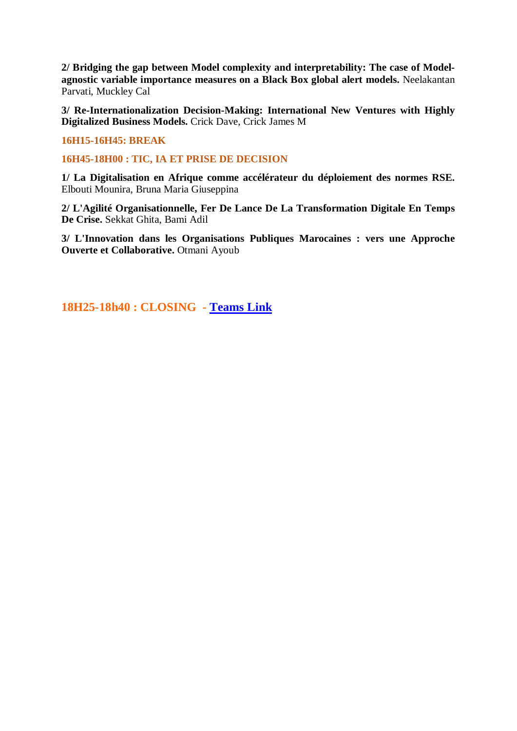**2/ Bridging the gap between Model complexity and interpretability: The case of Model-agnostic variable importance measures on a Black Box global alert models.** Neelakantan Parvati, Muckley Cal

**3/ Re-Internationalization Decision-Making: International New Ventures with Highly Digitalized Business Models.** Crick Dave, Crick James M

**16H15-16H45: BREAK**

**16H45-18H00 : TIC, IA ET PRISE DE DECISION**

**1/ La Digitalisation en Afrique comme accélérateur du déploiement des normes RSE.** Elbouti Mounira, Bruna Maria Giuseppina

**2/ L'Agilité Organisationnelle, Fer De Lance De La Transformation Digitale En Temps De Crise.** Sekkat Ghita, Bami Adil

**3/ L'Innovation dans les Organisations Publiques Marocaines : vers une Approche Ouverte et Collaborative.** Otmani Ayoub

**18H25-18h40 : CLOSING - Teams Link**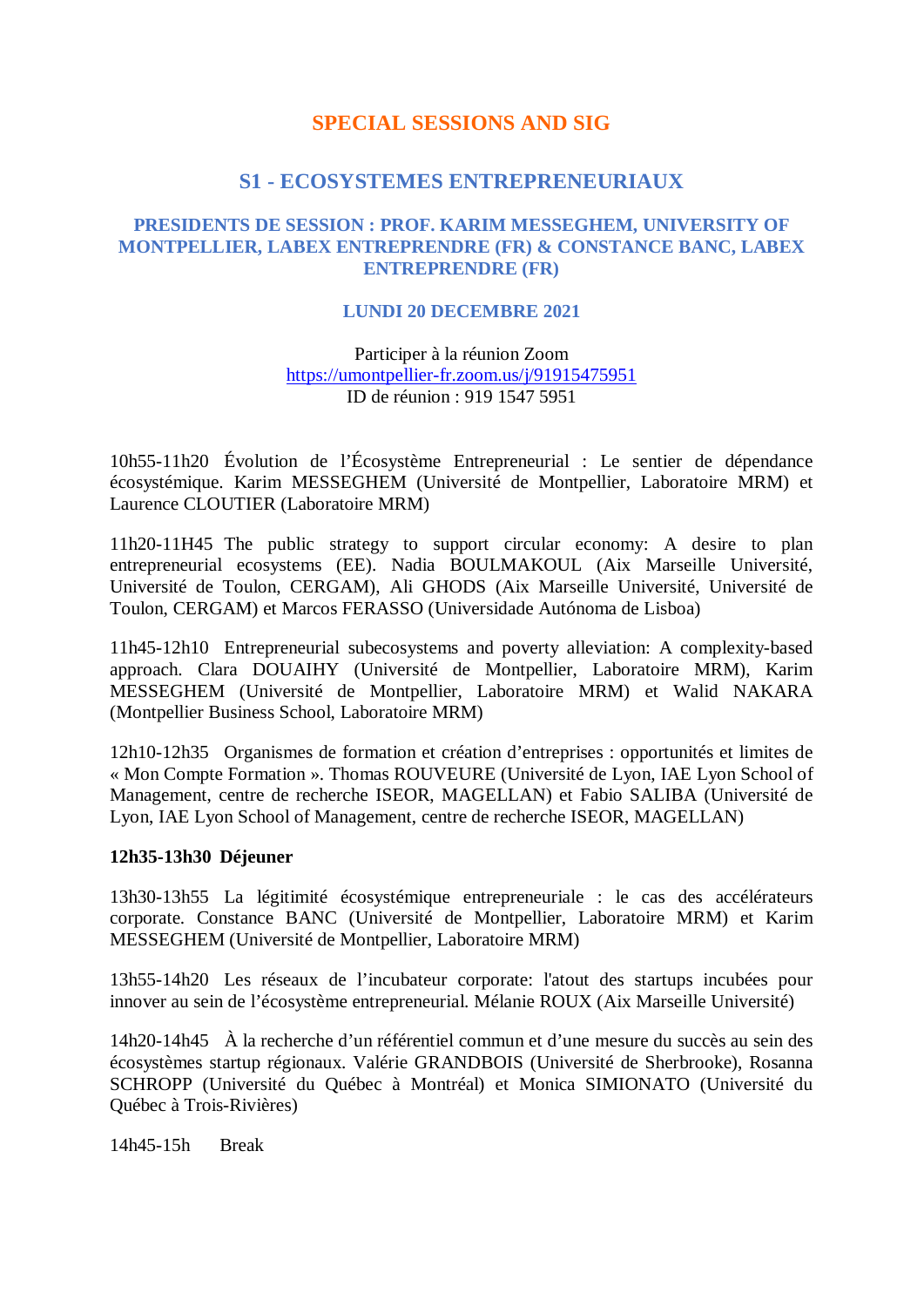# SPECIAL SESSIONS AND SIG

## S1 - ECOSYSTEMES ENTREPRENEURIAUX

### PRESIDENTS DE SESSION : PROF. KARIM MESSEGHEM, UNIVERSITY OF MONTPELLIER, LABEX ENTREPRENDRE (FR) & CONSTANCE BANC, LABEX ENTREPRENDRE (FR)

### LUNDI 20 DECEMBRE 2021

Participer à la réunion Zoom
https://umontpellier-fr.zoom.us/j/91915475951
ID de réunion : 919 1547 5951

10h55-11h20 Évolution de l'Écosystème Entrepreneurial : Le sentier de dépendance écosystémique. Karim MESSEGHEM (Université de Montpellier, Laboratoire MRM) et Laurence CLOUTIER (Laboratoire MRM)

11h20-11H45 The public strategy to support circular economy: A desire to plan entrepreneurial ecosystems (EE). Nadia BOULMAKOUL (Aix Marseille Université, Université de Toulon, CERGAM), Ali GHODS (Aix Marseille Université, Université de Toulon, CERGAM) et Marcos FERASSO (Universidade Autónoma de Lisboa)

11h45-12h10 Entrepreneurial subecosystems and poverty alleviation: A complexity-based approach. Clara DOUAIHY (Université de Montpellier, Laboratoire MRM), Karim MESSEGHEM (Université de Montpellier, Laboratoire MRM) et Walid NAKARA (Montpellier Business School, Laboratoire MRM)

12h10-12h35 Organismes de formation et création d'entreprises : opportunités et limites de « Mon Compte Formation ». Thomas ROUVEURE (Université de Lyon, IAE Lyon School of Management, centre de recherche ISEOR, MAGELLAN) et Fabio SALIBA (Université de Lyon, IAE Lyon School of Management, centre de recherche ISEOR, MAGELLAN)

**12h35-13h30 Déjeuner**

13h30-13h55 La légitimité écosystémique entrepreneuriale : le cas des accélérateurs corporate. Constance BANC (Université de Montpellier, Laboratoire MRM) et Karim MESSEGHEM (Université de Montpellier, Laboratoire MRM)

13h55-14h20 Les réseaux de l'incubateur corporate: l'atout des startups incubées pour innover au sein de l'écosystème entrepreneurial. Mélanie ROUX (Aix Marseille Université)

14h20-14h45 À la recherche d'un référentiel commun et d'une mesure du succès au sein des écosystèmes startup régionaux. Valérie GRANDBOIS (Université de Sherbrooke), Rosanna SCHROPP (Université du Québec à Montréal) et Monica SIMIONATO (Université du Québec à Trois-Rivières)

14h45-15h Break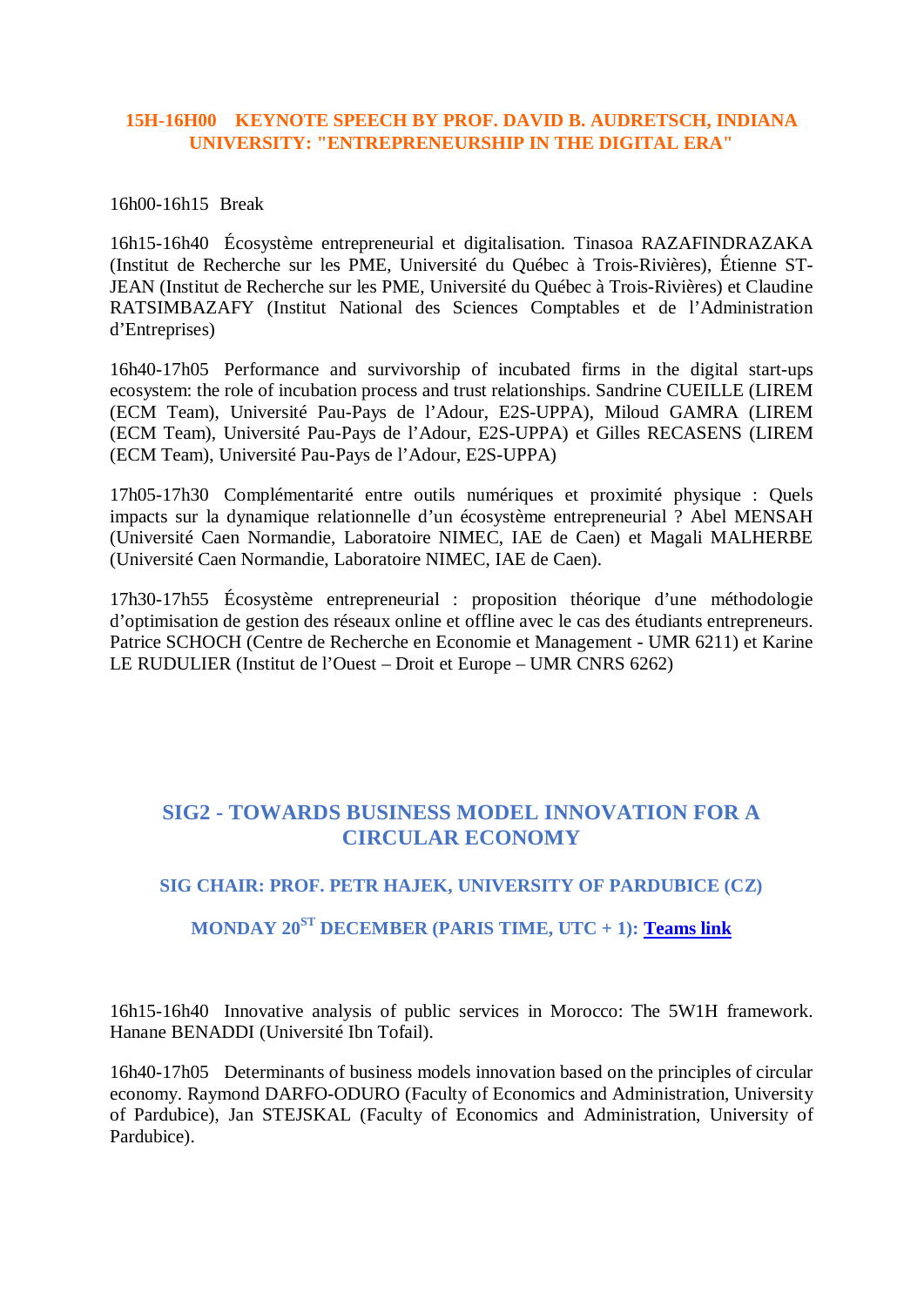### 15H-16H00 KEYNOTE SPEECH BY PROF. DAVID B. AUDRETSCH, INDIANA UNIVERSITY: "ENTREPRENEURSHIP IN THE DIGITAL ERA"

16h00-16h15 Break

16h15-16h40 Écosystème entrepreneurial et digitalisation. Tinasoa RAZAFINDRAZAKA (Institut de Recherche sur les PME, Université du Québec à Trois-Rivières), Étienne ST-JEAN (Institut de Recherche sur les PME, Université du Québec à Trois-Rivières) et Claudine RATSIMBAZAFY (Institut National des Sciences Comptables et de l'Administration d'Entreprises)

16h40-17h05 Performance and survivorship of incubated firms in the digital start-ups ecosystem: the role of incubation process and trust relationships. Sandrine CUEILLE (LIREM (ECM Team), Université Pau-Pays de l'Adour, E2S-UPPA), Miloud GAMRA (LIREM (ECM Team), Université Pau-Pays de l'Adour, E2S-UPPA) et Gilles RECASENS (LIREM (ECM Team), Université Pau-Pays de l'Adour, E2S-UPPA)

17h05-17h30 Complémentarité entre outils numériques et proximité physique : Quels impacts sur la dynamique relationnelle d'un écosystème entrepreneurial ? Abel MENSAH (Université Caen Normandie, Laboratoire NIMEC, IAE de Caen) et Magali MALHERBE (Université Caen Normandie, Laboratoire NIMEC, IAE de Caen).

17h30-17h55 Écosystème entrepreneurial : proposition théorique d'une méthodologie d'optimisation de gestion des réseaux online et offline avec le cas des étudiants entrepreneurs. Patrice SCHOCH (Centre de Recherche en Economie et Management - UMR 6211) et Karine LE RUDULIER (Institut de l'Ouest – Droit et Europe – UMR CNRS 6262)

## SIG2 - TOWARDS BUSINESS MODEL INNOVATION FOR A CIRCULAR ECONOMY

### SIG CHAIR: PROF. PETR HAJEK, UNIVERSITY OF PARDUBICE (CZ)

### MONDAY 20ST DECEMBER (PARIS TIME, UTC + 1): Teams link

16h15-16h40 Innovative analysis of public services in Morocco: The 5W1H framework. Hanane BENADDI (Université Ibn Tofail).

16h40-17h05 Determinants of business models innovation based on the principles of circular economy. Raymond DARFO-ODURO (Faculty of Economics and Administration, University of Pardubice), Jan STEJSKAL (Faculty of Economics and Administration, University of Pardubice).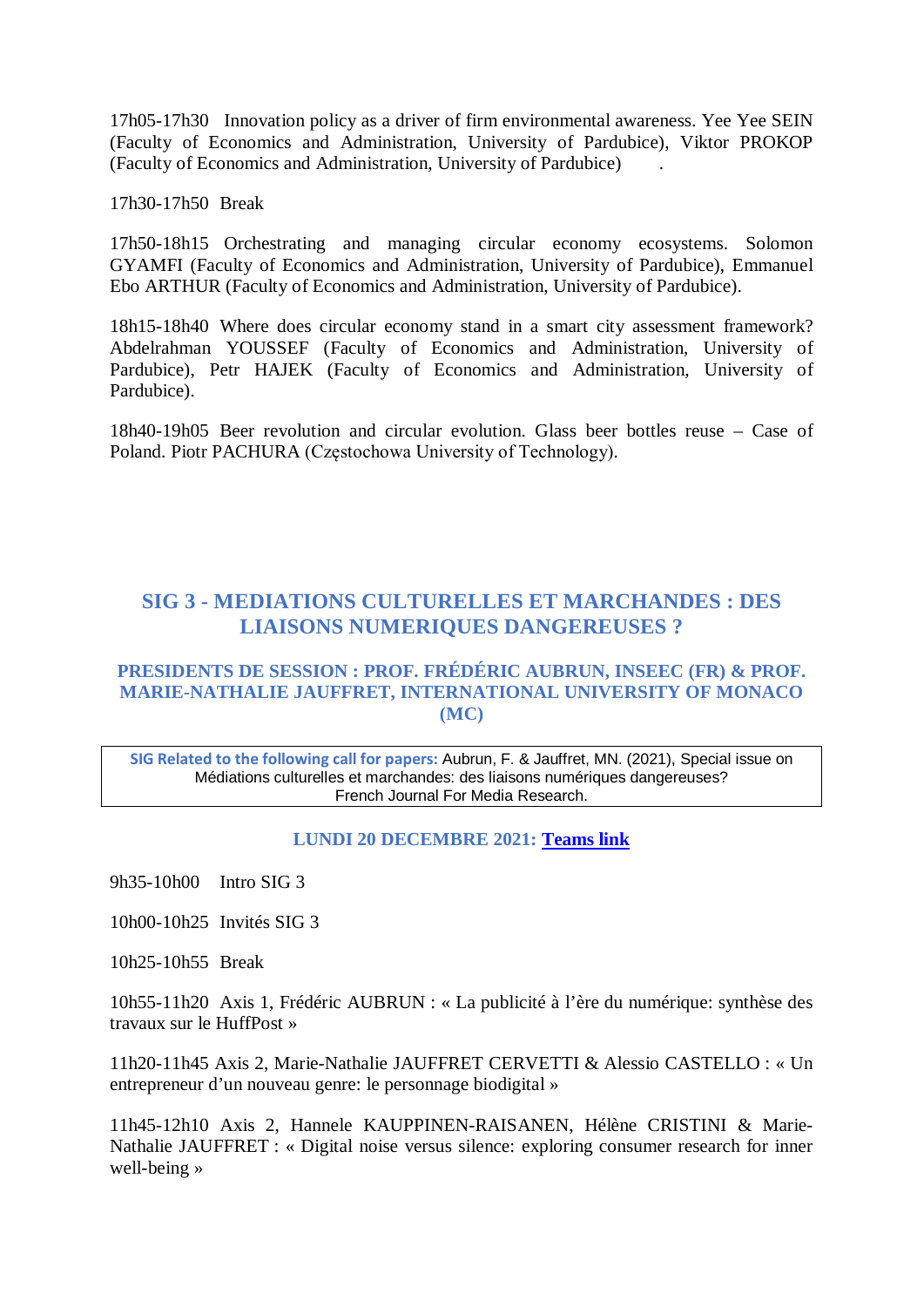17h05-17h30 Innovation policy as a driver of firm environmental awareness. Yee Yee SEIN (Faculty of Economics and Administration, University of Pardubice), Viktor PROKOP (Faculty of Economics and Administration, University of Pardubice) .

17h30-17h50 Break

17h50-18h15 Orchestrating and managing circular economy ecosystems. Solomon GYAMFI (Faculty of Economics and Administration, University of Pardubice), Emmanuel Ebo ARTHUR (Faculty of Economics and Administration, University of Pardubice).

18h15-18h40 Where does circular economy stand in a smart city assessment framework? Abdelrahman YOUSSEF (Faculty of Economics and Administration, University of Pardubice), Petr HAJEK (Faculty of Economics and Administration, University of Pardubice).

18h40-19h05 Beer revolution and circular evolution. Glass beer bottles reuse – Case of Poland. Piotr PACHURA (Częstochowa University of Technology).

## SIG 3 - MEDIATIONS CULTURELLES ET MARCHANDES : DES LIAISONS NUMERIQUES DANGEREUSES ?

### PRESIDENTS DE SESSION : PROF. FRÉDÉRIC AUBRUN, INSEEC (FR) & PROF. MARIE-NATHALIE JAUFFRET, INTERNATIONAL UNIVERSITY OF MONACO (MC)

**SIG Related to the following call for papers:** Aubrun, F. & Jauffret, MN. (2021), Special issue on Médiations culturelles et marchandes: des liaisons numériques dangereuses? French Journal For Media Research.

### LUNDI 20 DECEMBRE 2021: Teams link

9h35-10h00 Intro SIG 3

10h00-10h25 Invités SIG 3

10h25-10h55 Break

10h55-11h20 Axis 1, Frédéric AUBRUN : « La publicité à l'ère du numérique: synthèse des travaux sur le HuffPost »

11h20-11h45 Axis 2, Marie-Nathalie JAUFFRET CERVETTI & Alessio CASTELLO : « Un entrepreneur d'un nouveau genre: le personnage biodigital »

11h45-12h10 Axis 2, Hannele KAUPPINEN-RAISANEN, Hélène CRISTINI & Marie-Nathalie JAUFFRET : « Digital noise versus silence: exploring consumer research for inner well-being »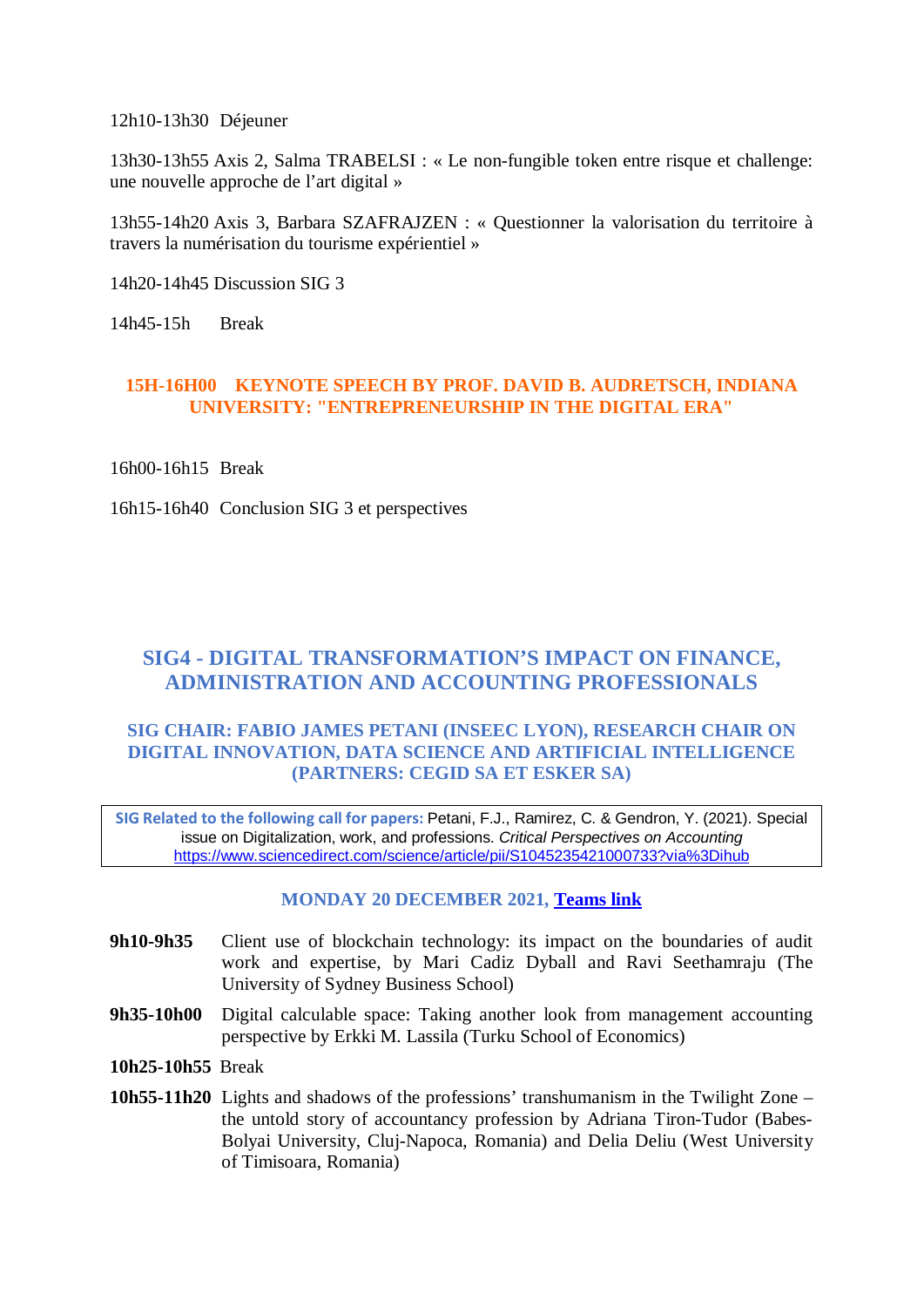12h10-13h30 Déjeuner

13h30-13h55 Axis 2, Salma TRABELSI : « Le non-fungible token entre risque et challenge: une nouvelle approche de l'art digital »

13h55-14h20 Axis 3, Barbara SZAFRAJZEN : « Questionner la valorisation du territoire à travers la numérisation du tourisme expérientiel »

14h20-14h45 Discussion SIG 3

14h45-15h Break

**15H-16H00 KEYNOTE SPEECH BY PROF. DAVID B. AUDRETSCH, INDIANA UNIVERSITY: "ENTREPRENEURSHIP IN THE DIGITAL ERA"**

16h00-16h15 Break

16h15-16h40 Conclusion SIG 3 et perspectives

## SIG4 - DIGITAL TRANSFORMATION'S IMPACT ON FINANCE, ADMINISTRATION AND ACCOUNTING PROFESSIONALS

### SIG CHAIR: FABIO JAMES PETANI (INSEEC LYON), RESEARCH CHAIR ON DIGITAL INNOVATION, DATA SCIENCE AND ARTIFICIAL INTELLIGENCE (PARTNERS: CEGID SA ET ESKER SA)

**SIG Related to the following call for papers:** Petani, F.J., Ramirez, C. & Gendron, Y. (2021). Special issue on Digitalization, work, and professions. *Critical Perspectives on Accounting* https://www.sciencedirect.com/science/article/pii/S1045235421000733?via%3Dihub

**MONDAY 20 DECEMBER 2021, Teams link**

**9h10-9h35** Client use of blockchain technology: its impact on the boundaries of audit work and expertise, by Mari Cadiz Dyball and Ravi Seethamraju (The University of Sydney Business School)

**9h35-10h00** Digital calculable space: Taking another look from management accounting perspective by Erkki M. Lassila (Turku School of Economics)

**10h25-10h55** Break

**10h55-11h20** Lights and shadows of the professions' transhumanism in the Twilight Zone – the untold story of accountancy profession by Adriana Tiron-Tudor (Babes-Bolyai University, Cluj-Napoca, Romania) and Delia Deliu (West University of Timisoara, Romania)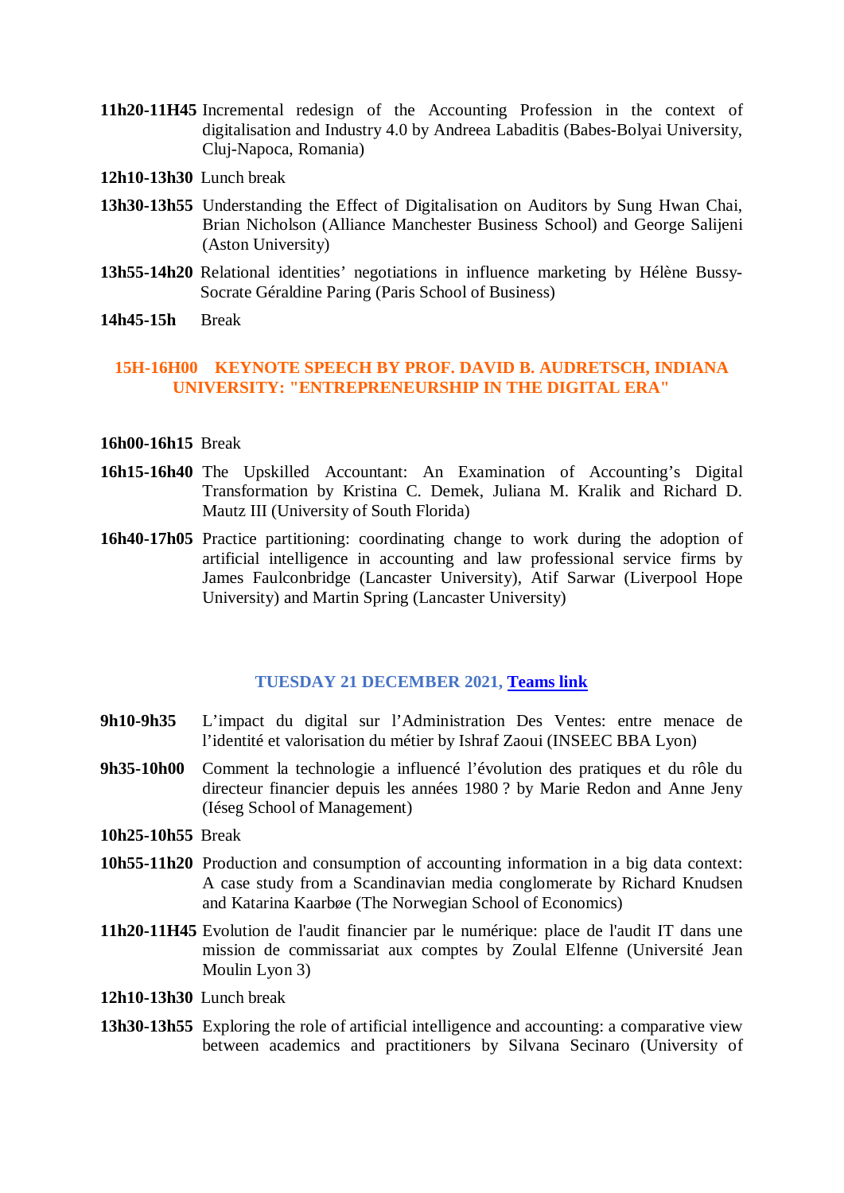**11h20-11H45** Incremental redesign of the Accounting Profession in the context of digitalisation and Industry 4.0 by Andreea Labaditis (Babes-Bolyai University, Cluj-Napoca, Romania)

**12h10-13h30** Lunch break

**13h30-13h55** Understanding the Effect of Digitalisation on Auditors by Sung Hwan Chai, Brian Nicholson (Alliance Manchester Business School) and George Salijeni (Aston University)

**13h55-14h20** Relational identities' negotiations in influence marketing by Hélène Bussy-Socrate Géraldine Paring (Paris School of Business)

**14h45-15h** Break

**15H-16H00 KEYNOTE SPEECH BY PROF. DAVID B. AUDRETSCH, INDIANA UNIVERSITY: "ENTREPRENEURSHIP IN THE DIGITAL ERA"**

**16h00-16h15** Break

**16h15-16h40** The Upskilled Accountant: An Examination of Accounting's Digital Transformation by Kristina C. Demek, Juliana M. Kralik and Richard D. Mautz III (University of South Florida)

**16h40-17h05** Practice partitioning: coordinating change to work during the adoption of artificial intelligence in accounting and law professional service firms by James Faulconbridge (Lancaster University), Atif Sarwar (Liverpool Hope University) and Martin Spring (Lancaster University)

## TUESDAY 21 DECEMBER 2021, Teams link

**9h10-9h35** L'impact du digital sur l'Administration Des Ventes: entre menace de l'identité et valorisation du métier by Ishraf Zaoui (INSEEC BBA Lyon)

**9h35-10h00** Comment la technologie a influencé l'évolution des pratiques et du rôle du directeur financier depuis les années 1980 ? by Marie Redon and Anne Jeny (Iéseg School of Management)

**10h25-10h55** Break

**10h55-11h20** Production and consumption of accounting information in a big data context: A case study from a Scandinavian media conglomerate by Richard Knudsen and Katarina Kaarbøe (The Norwegian School of Economics)

**11h20-11H45** Evolution de l'audit financier par le numérique: place de l'audit IT dans une mission de commissariat aux comptes by Zoulal Elfenne (Université Jean Moulin Lyon 3)

**12h10-13h30** Lunch break

**13h30-13h55** Exploring the role of artificial intelligence and accounting: a comparative view between academics and practitioners by Silvana Secinaro (University of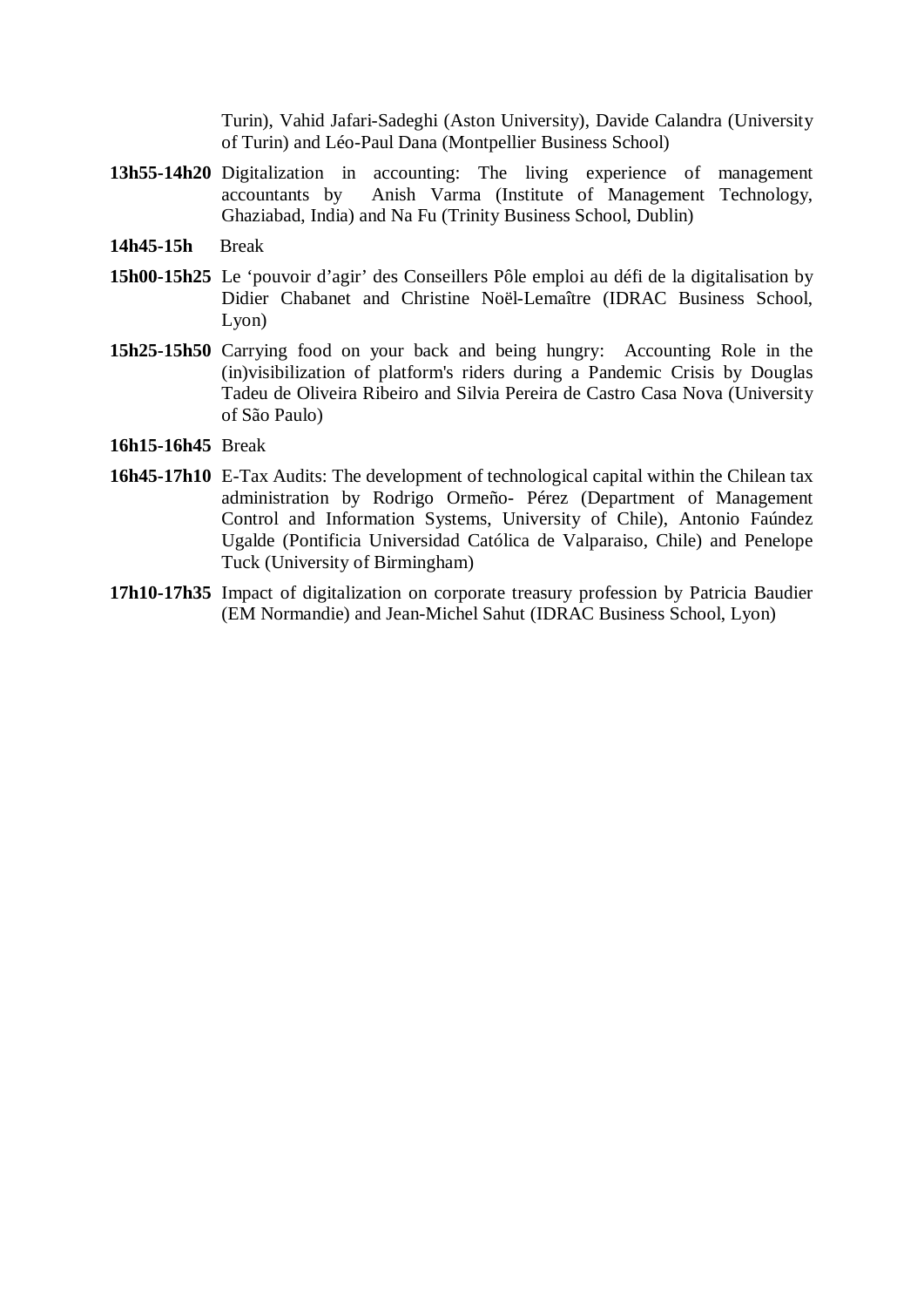Turin), Vahid Jafari-Sadeghi (Aston University), Davide Calandra (University of Turin) and Léo-Paul Dana (Montpellier Business School)

**13h55-14h20** Digitalization in accounting: The living experience of management accountants by Anish Varma (Institute of Management Technology, Ghaziabad, India) and Na Fu (Trinity Business School, Dublin)

**14h45-15h** Break

**15h00-15h25** Le 'pouvoir d'agir' des Conseillers Pôle emploi au défi de la digitalisation by Didier Chabanet and Christine Noël-Lemaître (IDRAC Business School, Lyon)

**15h25-15h50** Carrying food on your back and being hungry: Accounting Role in the (in)visibilization of platform's riders during a Pandemic Crisis by Douglas Tadeu de Oliveira Ribeiro and Silvia Pereira de Castro Casa Nova (University of São Paulo)

**16h15-16h45** Break

**16h45-17h10** E-Tax Audits: The development of technological capital within the Chilean tax administration by Rodrigo Ormeño- Pérez (Department of Management Control and Information Systems, University of Chile), Antonio Faúndez Ugalde (Pontificia Universidad Católica de Valparaiso, Chile) and Penelope Tuck (University of Birmingham)

**17h10-17h35** Impact of digitalization on corporate treasury profession by Patricia Baudier (EM Normandie) and Jean-Michel Sahut (IDRAC Business School, Lyon)